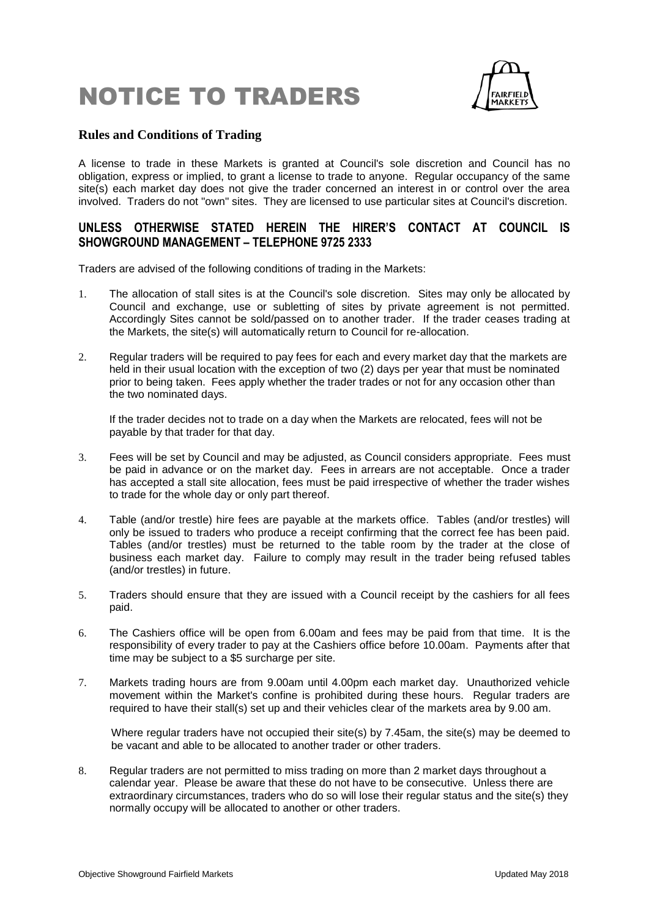# NOTICE TO TRADERS

## Rules and Conditions of Trading

A license to trade in these Markets is granted at Council's sole discretion and Council has no obligation, express or implied, to grant a license to trade to anyone. Regular occupancy of the same site(s) each market day does not give the trader concerned an interest in or control over the area involved. Traders do not "own" sites. They are licensed to use particular sites at Council's discretion.

### UNLESS OTHERWISE STATED HEREIN THE HIRER'S CONTACT AT COUNCIL IS SHOWGROUND MANAGEMENT – TELEPHONE 9725 2333

Traders are advised of the following conditions of trading in the Markets:

1. The allocation of stall sites is at the Council's sole discretion. Sites may only be allocated by Council and exchange, use or subletting of sites by private agreement is not permitted. Accordingly Sites cannot be sold/passed on to another trader. If the trader ceases trading at the Markets, the site(s) will automatically return to Council for re-allocation.

2. Regular traders will be required to pay fees for each and every market day that the markets are held in their usual location with the exception of two (2) days per year that must be nominated prior to being taken. Fees apply whether the trader trades or not for any occasion other than the two nominated days.

   If the trader decides not to trade on a day when the Markets are relocated, fees will not be payable by that trader for that day.

3. Fees will be set by Council and may be adjusted, as Council considers appropriate. Fees must be paid in advance or on the market day. Fees in arrears are not acceptable. Once a trader has accepted a stall site allocation, fees must be paid irrespective of whether the trader wishes to trade for the whole day or only part thereof.

4. Table (and/or trestle) hire fees are payable at the markets office. Tables (and/or trestles) will only be issued to traders who produce a receipt confirming that the correct fee has been paid. Tables (and/or trestles) must be returned to the table room by the trader at the close of business each market day. Failure to comply may result in the trader being refused tables (and/or trestles) in future.

5. Traders should ensure that they are issued with a Council receipt by the cashiers for all fees paid.

6. The Cashiers office will be open from 6.00am and fees may be paid from that time. It is the responsibility of every trader to pay at the Cashiers office before 10.00am. Payments after that time may be subject to a $5 surcharge per site.

7. Markets trading hours are from 9.00am until 4.00pm each market day. Unauthorized vehicle movement within the Market's confine is prohibited during these hours. Regular traders are required to have their stall(s) set up and their vehicles clear of the markets area by 9.00 am.

   Where regular traders have not occupied their site(s) by 7.45am, the site(s) may be deemed to be vacant and able to be allocated to another trader or other traders.

8. Regular traders are not permitted to miss trading on more than 2 market days throughout a calendar year. Please be aware that these do not have to be consecutive. Unless there are extraordinary circumstances, traders who do so will lose their regular status and the site(s) they normally occupy will be allocated to another or other traders.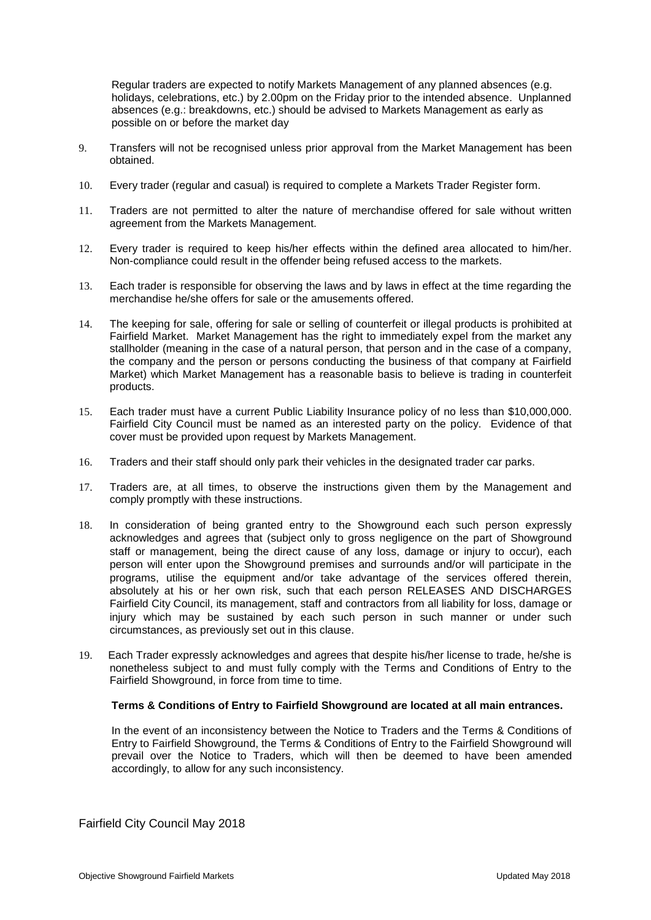Regular traders are expected to notify Markets Management of any planned absences (e.g. holidays, celebrations, etc.) by 2.00pm on the Friday prior to the intended absence. Unplanned absences (e.g.: breakdowns, etc.) should be advised to Markets Management as early as possible on or before the market day

9. Transfers will not be recognised unless prior approval from the Market Management has been obtained.

10. Every trader (regular and casual) is required to complete a Markets Trader Register form.

11. Traders are not permitted to alter the nature of merchandise offered for sale without written agreement from the Markets Management.

12. Every trader is required to keep his/her effects within the defined area allocated to him/her. Non-compliance could result in the offender being refused access to the markets.

13. Each trader is responsible for observing the laws and by laws in effect at the time regarding the merchandise he/she offers for sale or the amusements offered.

14. The keeping for sale, offering for sale or selling of counterfeit or illegal products is prohibited at Fairfield Market. Market Management has the right to immediately expel from the market any stallholder (meaning in the case of a natural person, that person and in the case of a company, the company and the person or persons conducting the business of that company at Fairfield Market) which Market Management has a reasonable basis to believe is trading in counterfeit products.

15. Each trader must have a current Public Liability Insurance policy of no less than $10,000,000. Fairfield City Council must be named as an interested party on the policy. Evidence of that cover must be provided upon request by Markets Management.

16. Traders and their staff should only park their vehicles in the designated trader car parks.

17. Traders are, at all times, to observe the instructions given them by the Management and comply promptly with these instructions.

18. In consideration of being granted entry to the Showground each such person expressly acknowledges and agrees that (subject only to gross negligence on the part of Showground staff or management, being the direct cause of any loss, damage or injury to occur), each person will enter upon the Showground premises and surrounds and/or will participate in the programs, utilise the equipment and/or take advantage of the services offered therein, absolutely at his or her own risk, such that each person RELEASES AND DISCHARGES Fairfield City Council, its management, staff and contractors from all liability for loss, damage or injury which may be sustained by each such person in such manner or under such circumstances, as previously set out in this clause.

19. Each Trader expressly acknowledges and agrees that despite his/her license to trade, he/she is nonetheless subject to and must fully comply with the Terms and Conditions of Entry to the Fairfield Showground, in force from time to time.

**Terms & Conditions of Entry to Fairfield Showground are located at all main entrances.**

In the event of an inconsistency between the Notice to Traders and the Terms & Conditions of Entry to Fairfield Showground, the Terms & Conditions of Entry to the Fairfield Showground will prevail over the Notice to Traders, which will then be deemed to have been amended accordingly, to allow for any such inconsistency.

Fairfield City Council May 2018